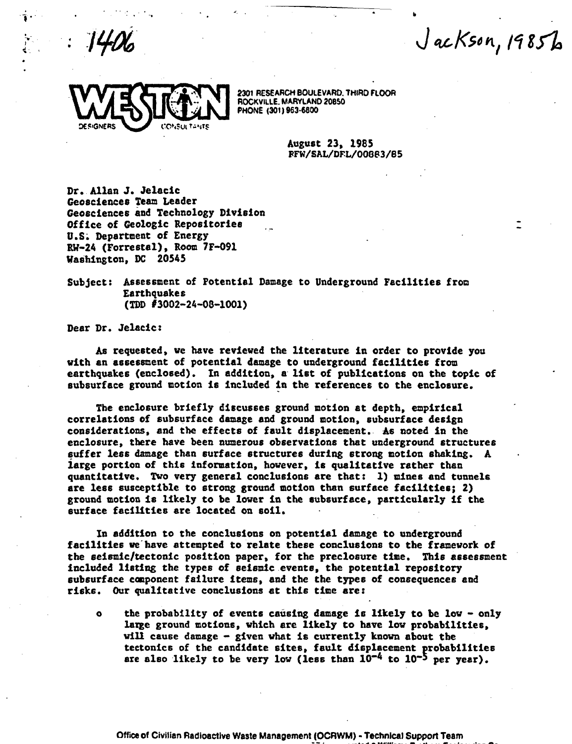: 1406

Jackson, 1985b

WESTON DESIGNERS CONSULTANTS

2301 RESEARCH BOULEVARD, THIRD FLOOR
ROCKVILLE, MARYLAND 20850
PHONE (301) 963-6800

August 23, 1985
RFW/SAL/DFL/00883/85

Dr. Allan J. Jelacic
Geosciences Team Leader
Geosciences and Technology Division
Office of Geologic Repositories
U.S. Department of Energy
RW-24 (Forrestal), Room 7F-091
Washington, DC 20545

Subject: Assessment of Potential Damage to Underground Facilities from Earthquakes
(TDD #3002-24-08-1001)

Dear Dr. Jelacic:

As requested, we have reviewed the literature in order to provide you with an assessment of potential damage to underground facilities from earthquakes (enclosed). In addition, a list of publications on the topic of subsurface ground motion is included in the references to the enclosure.

The enclosure briefly discusses ground motion at depth, empirical correlations of subsurface damage and ground motion, subsurface design considerations, and the effects of fault displacement. As noted in the enclosure, there have been numerous observations that underground structures suffer less damage than surface structures during strong motion shaking. A large portion of this information, however, is qualitative rather than quantitative. Two very general conclusions are that: 1) mines and tunnels are less susceptible to strong ground motion than surface facilities; 2) ground motion is likely to be lower in the subsurface, particularly if the surface facilities are located on soil.

In addition to the conclusions on potential damage to underground facilities we have attempted to relate these conclusions to the framework of the seismic/tectonic position paper, for the preclosure time. This assessment included listing the types of seismic events, the potential repository subsurface component failure items, and the the types of consequences and risks. Our qualitative conclusions at this time are:

- the probability of events causing damage is likely to be low - only large ground motions, which are likely to have low probabilities, will cause damage - given what is currently known about the tectonics of the candidate sites, fault displacement probabilities are also likely to be very low (less than $10^{-4}$ to $10^{-5}$ per year).

Office of Civilian Radioactive Waste Management (OCRWM) - Technical Support Team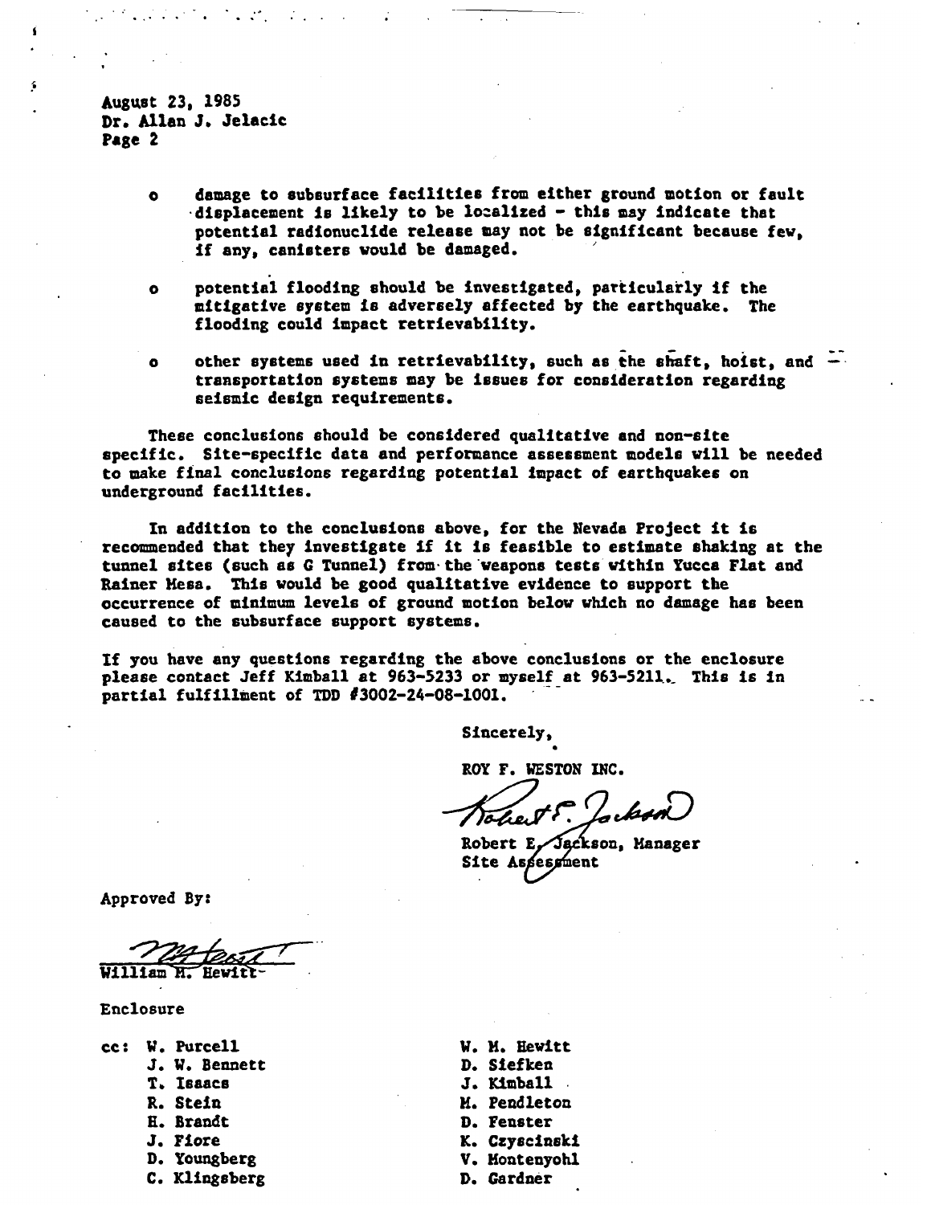August 23, 1985
Dr. Allan J. Jelacic
Page 2

- damage to subsurface facilities from either ground motion or fault displacement is likely to be localized - this may indicate that potential radionuclide release may not be significant because few, if any, canisters would be damaged.

- potential flooding should be investigated, particularly if the mitigative system is adversely affected by the earthquake. The flooding could impact retrievability.

- other systems used in retrievability, such as the shaft, hoist, and transportation systems may be issues for consideration regarding seismic design requirements.

These conclusions should be considered qualitative and non-site specific. Site-specific data and performance assessment models will be needed to make final conclusions regarding potential impact of earthquakes on underground facilities.

In addition to the conclusions above, for the Nevada Project it is recommended that they investigate if it is feasible to estimate shaking at the tunnel sites (such as G Tunnel) from the weapons tests within Yucca Flat and Rainer Mesa. This would be good qualitative evidence to support the occurrence of minimum levels of ground motion below which no damage has been caused to the subsurface support systems.

If you have any questions regarding the above conclusions or the enclosure please contact Jeff Kimball at 963-5233 or myself at 963-5211. This is in partial fulfillment of TDD #3002-24-08-1001.

Sincerely,

ROY F. WESTON INC.

Robert E. Jackson, Manager
Site Assessment

Approved By:

William M. Hewitt

Enclosure

cc: W. Purcell
J. W. Bennett
T. Isaacs
R. Stein
H. Brandt
J. Fiore
D. Youngberg
C. Klingsberg
W. M. Hewitt
D. Siefken
J. Kimball
M. Pendleton
D. Fenster
K. Czyscinski
V. Montenyohl
D. Gardner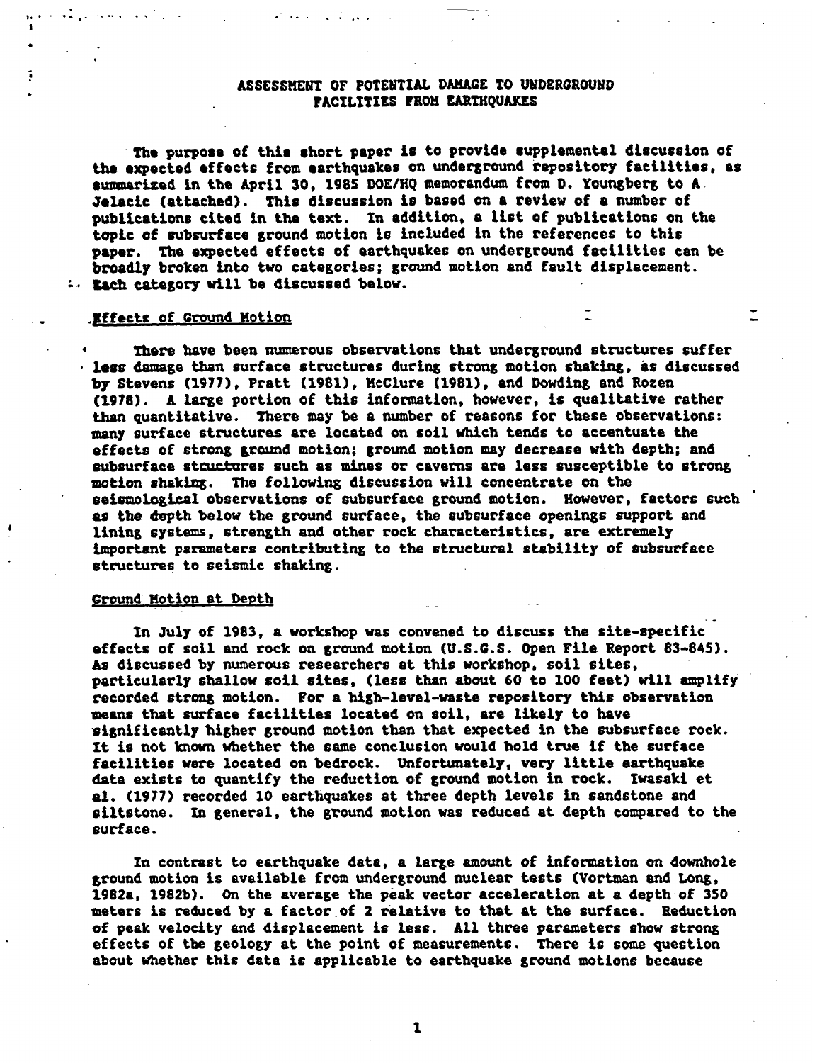# ASSESSMENT OF POTENTIAL DAMAGE TO UNDERGROUND FACILITIES FROM EARTHQUAKES

The purpose of this short paper is to provide supplemental discussion of the expected effects from earthquakes on underground repository facilities, as summarized in the April 30, 1985 DOE/HQ memorandum from D. Youngberg to A. Jelacic (attached). This discussion is based on a review of a number of publications cited in the text. In addition, a list of publications on the topic of subsurface ground motion is included in the references to this paper. The expected effects of earthquakes on underground facilities can be broadly broken into two categories; ground motion and fault displacement. Each category will be discussed below.

## Effects of Ground Motion

There have been numerous observations that underground structures suffer less damage than surface structures during strong motion shaking, as discussed by Stevens (1977), Pratt (1981), McClure (1981), and Dowding and Rozen (1978). A large portion of this information, however, is qualitative rather than quantitative. There may be a number of reasons for these observations: many surface structures are located on soil which tends to accentuate the effects of strong ground motion; ground motion may decrease with depth; and subsurface structures such as mines or caverns are less susceptible to strong motion shaking. The following discussion will concentrate on the seismological observations of subsurface ground motion. However, factors such as the depth below the ground surface, the subsurface openings support and lining systems, strength and other rock characteristics, are extremely important parameters contributing to the structural stability of subsurface structures to seismic shaking.

## Ground Motion at Depth

In July of 1983, a workshop was convened to discuss the site-specific effects of soil and rock on ground motion (U.S.G.S. Open File Report 83-845). As discussed by numerous researchers at this workshop, soil sites, particularly shallow soil sites, (less than about 60 to 100 feet) will amplify recorded strong motion. For a high-level-waste repository this observation means that surface facilities located on soil, are likely to have significantly higher ground motion than that expected in the subsurface rock. It is not known whether the same conclusion would hold true if the surface facilities were located on bedrock. Unfortunately, very little earthquake data exists to quantify the reduction of ground motion in rock. Iwasaki et al. (1977) recorded 10 earthquakes at three depth levels in sandstone and siltstone. In general, the ground motion was reduced at depth compared to the surface.

In contrast to earthquake data, a large amount of information on downhole ground motion is available from underground nuclear tests (Vortman and Long, 1982a, 1982b). On the average the peak vector acceleration at a depth of 350 meters is reduced by a factor of 2 relative to that at the surface. Reduction of peak velocity and displacement is less. All three parameters show strong effects of the geology at the point of measurements. There is some question about whether this data is applicable to earthquake ground motions because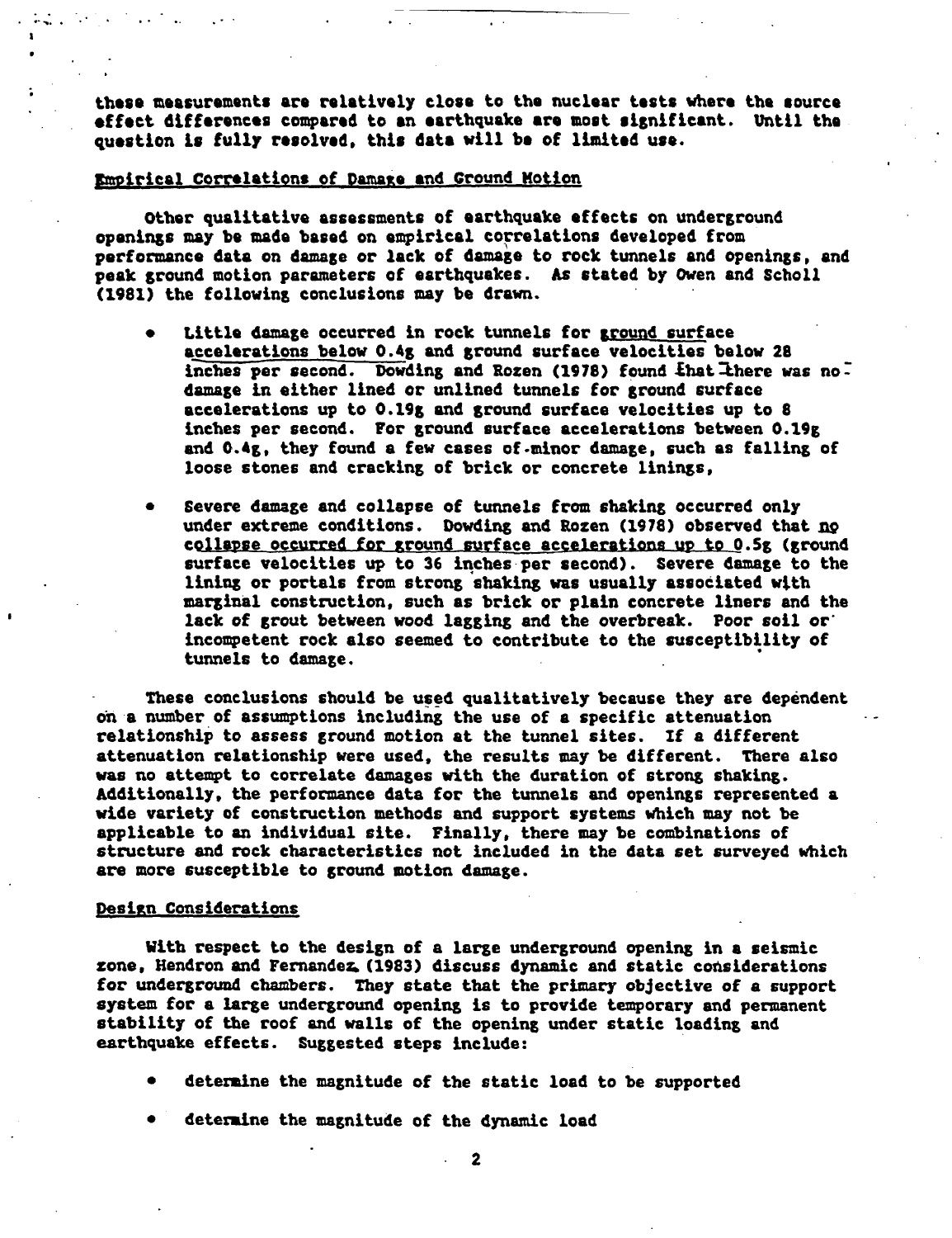these measurements are relatively close to the nuclear tests where the source effect differences compared to an earthquake are most significant. Until the question is fully resolved, this data will be of limited use.

## Empirical Correlations of Damage and Ground Motion

Other qualitative assessments of earthquake effects on underground openings may be made based on empirical correlations developed from performance data on damage or lack of damage to rock tunnels and openings, and peak ground motion parameters of earthquakes. As stated by Owen and Scholl (1981) the following conclusions may be drawn.

- Little damage occurred in rock tunnels for ground surface accelerations below 0.4g and ground surface velocities below 28 inches per second. Dowding and Rozen (1978) found that there was no damage in either lined or unlined tunnels for ground surface accelerations up to 0.19g and ground surface velocities up to 8 inches per second. For ground surface accelerations between 0.19g and 0.4g, they found a few cases of minor damage, such as falling of loose stones and cracking of brick or concrete linings,

- Severe damage and collapse of tunnels from shaking occurred only under extreme conditions. Dowding and Rozen (1978) observed that no collapse occurred for ground surface accelerations up to 0.5g (ground surface velocities up to 36 inches per second). Severe damage to the lining or portals from strong shaking was usually associated with marginal construction, such as brick or plain concrete liners and the lack of grout between wood lagging and the overbreak. Poor soil or incompetent rock also seemed to contribute to the susceptibility of tunnels to damage.

These conclusions should be used qualitatively because they are dependent on a number of assumptions including the use of a specific attenuation relationship to assess ground motion at the tunnel sites. If a different attenuation relationship were used, the results may be different. There also was no attempt to correlate damages with the duration of strong shaking. Additionally, the performance data for the tunnels and openings represented a wide variety of construction methods and support systems which may not be applicable to an individual site. Finally, there may be combinations of structure and rock characteristics not included in the data set surveyed which are more susceptible to ground motion damage.

## Design Considerations

With respect to the design of a large underground opening in a seismic zone, Hendron and Fernandez (1983) discuss dynamic and static considerations for underground chambers. They state that the primary objective of a support system for a large underground opening is to provide temporary and permanent stability of the roof and walls of the opening under static loading and earthquake effects. Suggested steps include:

- determine the magnitude of the static load to be supported

- determine the magnitude of the dynamic load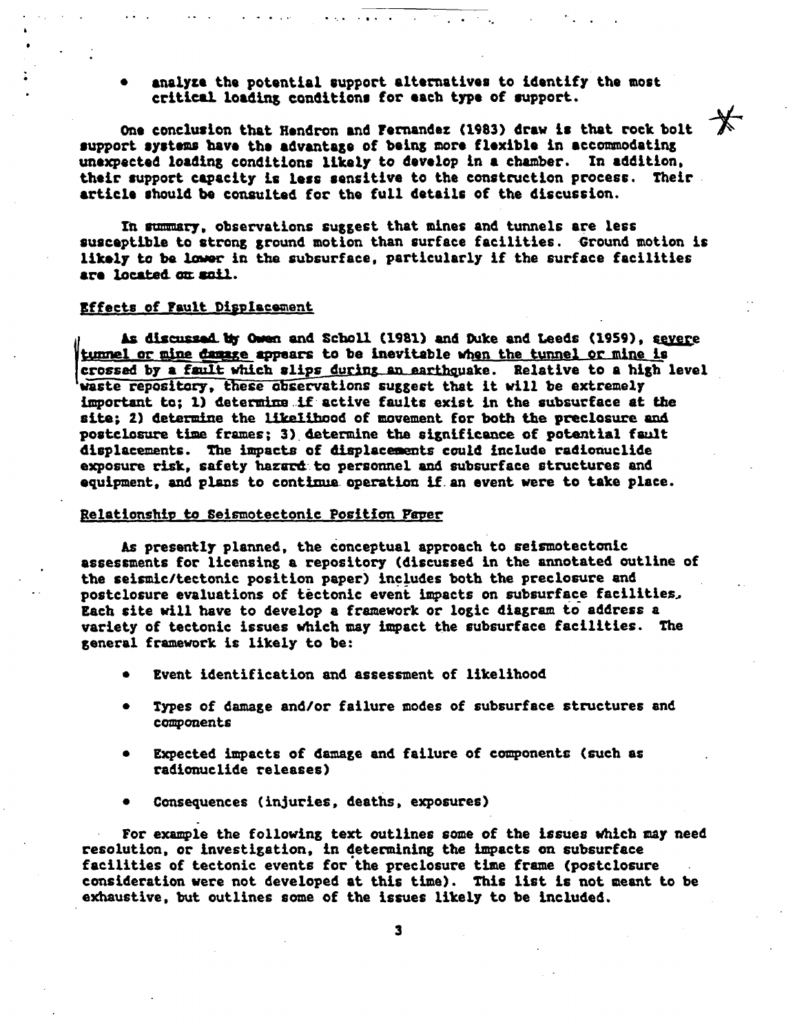- analyze the potential support alternatives to identify the most critical loading conditions for each type of support.

One conclusion that Hendron and Fernandez (1983) draw is that rock bolt support systems have the advantage of being more flexible in accommodating unexpected loading conditions likely to develop in a chamber. In addition, their support capacity is less sensitive to the construction process. Their article should be consulted for the full details of the discussion.

In summary, observations suggest that mines and tunnels are less susceptible to strong ground motion than surface facilities. Ground motion is likely to be lower in the subsurface, particularly if the surface facilities are located on soil.

## Effects of Fault Displacement

As discussed by Owen and Scholl (1981) and Duke and Leeds (1959), severe tunnel or mine damage appears to be inevitable when the tunnel or mine is crossed by a fault which slips during an earthquake. Relative to a high level waste repository, these observations suggest that it will be extremely important to; 1) determine if active faults exist in the subsurface at the site; 2) determine the likelihood of movement for both the preclosure and postclosure time frames; 3) determine the significance of potential fault displacements. The impacts of displacements could include radionuclide exposure risk, safety hazard to personnel and subsurface structures and equipment, and plans to continue operation if an event were to take place.

## Relationship to Seismotectonic Position Paper

As presently planned, the conceptual approach to seismotectonic assessments for licensing a repository (discussed in the annotated outline of the seismic/tectonic position paper) includes both the preclosure and postclosure evaluations of tectonic event impacts on subsurface facilities. Each site will have to develop a framework or logic diagram to address a variety of tectonic issues which may impact the subsurface facilities. The general framework is likely to be:

- Event identification and assessment of likelihood
- Types of damage and/or failure modes of subsurface structures and components
- Expected impacts of damage and failure of components (such as radionuclide releases)
- Consequences (injuries, deaths, exposures)

For example the following text outlines some of the issues which may need resolution, or investigation, in determining the impacts on subsurface facilities of tectonic events for the preclosure time frame (postclosure consideration were not developed at this time). This list is not meant to be exhaustive, but outlines some of the issues likely to be included.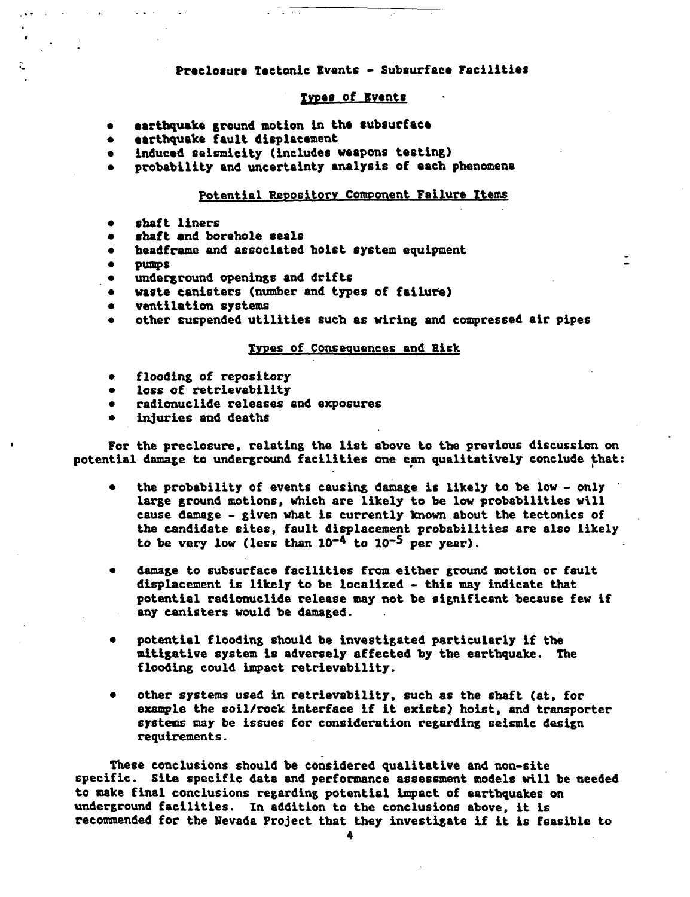## Preclosure Tectonic Events - Subsurface Facilities

### Types of Events

- earthquake ground motion in the subsurface
- earthquake fault displacement
- induced seismicity (includes weapons testing)
- probability and uncertainty analysis of each phenomena

### Potential Repository Component Failure Items

- shaft liners
- shaft and borehole seals
- headframe and associated hoist system equipment
- pumps
- underground openings and drifts
- waste canisters (number and types of failure)
- ventilation systems
- other suspended utilities such as wiring and compressed air pipes

### Types of Consequences and Risk

- flooding of repository
- loss of retrievability
- radionuclide releases and exposures
- injuries and deaths

For the preclosure, relating the list above to the previous discussion on potential damage to underground facilities one can qualitatively conclude that:

- the probability of events causing damage is likely to be low - only large ground motions, which are likely to be low probabilities will cause damage - given what is currently known about the tectonics of the candidate sites, fault displacement probabilities are also likely to be very low (less than $10^{-4}$ to $10^{-5}$ per year).

- damage to subsurface facilities from either ground motion or fault displacement is likely to be localized - this may indicate that potential radionuclide release may not be significant because few if any canisters would be damaged.

- potential flooding should be investigated particularly if the mitigative system is adversely affected by the earthquake. The flooding could impact retrievability.

- other systems used in retrievability, such as the shaft (at, for example the soil/rock interface if it exists) hoist, and transporter systems may be issues for consideration regarding seismic design requirements.

These conclusions should be considered qualitative and non-site specific. Site specific data and performance assessment models will be needed to make final conclusions regarding potential impact of earthquakes on underground facilities. In addition to the conclusions above, it is recommended for the Nevada Project that they investigate if it is feasible to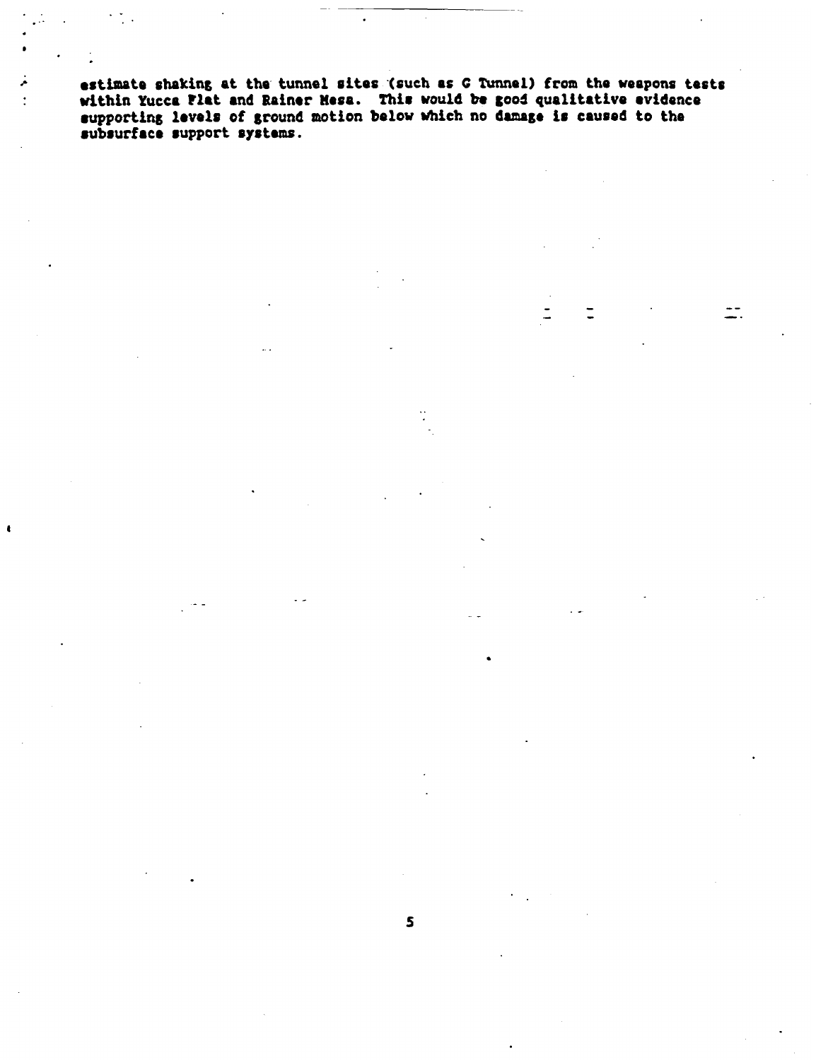estimate shaking at the tunnel sites (such as G Tunnel) from the weapons tests within Yucca Flat and Rainer Mesa. This would be good qualitative evidence supporting levels of ground motion below which no damage is caused to the subsurface support systems.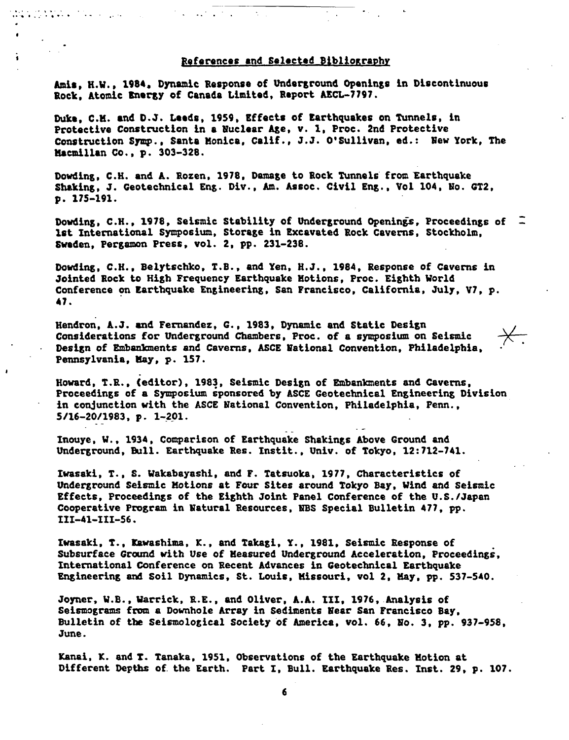## References and Selected Bibliography

Amis, H.W., 1984, Dynamic Response of Underground Openings in Discontinuous Rock, Atomic Energy of Canada Limited, Report AECL-7797.

Duke, C.M. and D.J. Leeds, 1959, Effects of Earthquakes on Tunnels, in Protective Construction in a Nuclear Age, v. 1, Proc. 2nd Protective Construction Symp., Santa Monica, Calif., J.J. O'Sullivan, ed.: New York, The Macmillan Co., p. 303-328.

Dowding, C.H. and A. Rozen, 1978, Damage to Rock Tunnels from Earthquake Shaking, J. Geotechnical Eng. Div., Am. Assoc. Civil Eng., Vol 104, No. GT2, p. 175-191.

Dowding, C.H., 1978, Seismic Stability of Underground Openings, Proceedings of 1st International Symposium, Storage in Excavated Rock Caverns, Stockholm, Sweden, Pergamon Press, vol. 2, pp. 231-238.

Dowding, C.H., Belytschko, T.B., and Yen, H.J., 1984, Response of Caverns in Jointed Rock to High Frequency Earthquake Motions, Proc. Eighth World Conference on Earthquake Engineering, San Francisco, California, July, V7, p. 47.

Hendron, A.J. and Fernandez, G., 1983, Dynamic and Static Design Considerations for Underground Chambers, Proc. of a symposium on Seismic Design of Embankments and Caverns, ASCE National Convention, Philadelphia, Pennsylvania, May, p. 157.

Howard, T.R., (editor), 1983, Seismic Design of Embankments and Caverns, Proceedings of a Symposium sponsored by ASCE Geotechnical Engineering Division in conjunction with the ASCE National Convention, Philadelphia, Penn., 5/16-20/1983, p. 1-201.

Inouye, W., 1934, Comparison of Earthquake Shakings Above Ground and Underground, Bull. Earthquake Res. Instit., Univ. of Tokyo, 12:712-741.

Iwasaki, T., S. Wakabayashi, and F. Tatsuoka, 1977, Characteristics of Underground Seismic Motions at Four Sites around Tokyo Bay, Wind and Seismic Effects, Proceedings of the Eighth Joint Panel Conference of the U.S./Japan Cooperative Program in Natural Resources, NBS Special Bulletin 477, pp. III-41-III-56.

Iwasaki, T., Kawashima, K., and Takagi, Y., 1981, Seismic Response of Subsurface Ground with Use of Measured Underground Acceleration, Proceedings, International Conference on Recent Advances in Geotechnical Earthquake Engineering and Soil Dynamics, St. Louis, Missouri, vol 2, May, pp. 537-540.

Joyner, W.B., Warrick, R.E., and Oliver, A.A. III, 1976, Analysis of Seismograms from a Downhole Array in Sediments Near San Francisco Bay, Bulletin of the Seismological Society of America, vol. 66, No. 3, pp. 937-958, June.

Kanai, K. and T. Tanaka, 1951, Observations of the Earthquake Motion at Different Depths of the Earth. Part I, Bull. Earthquake Res. Inst. 29, p. 107.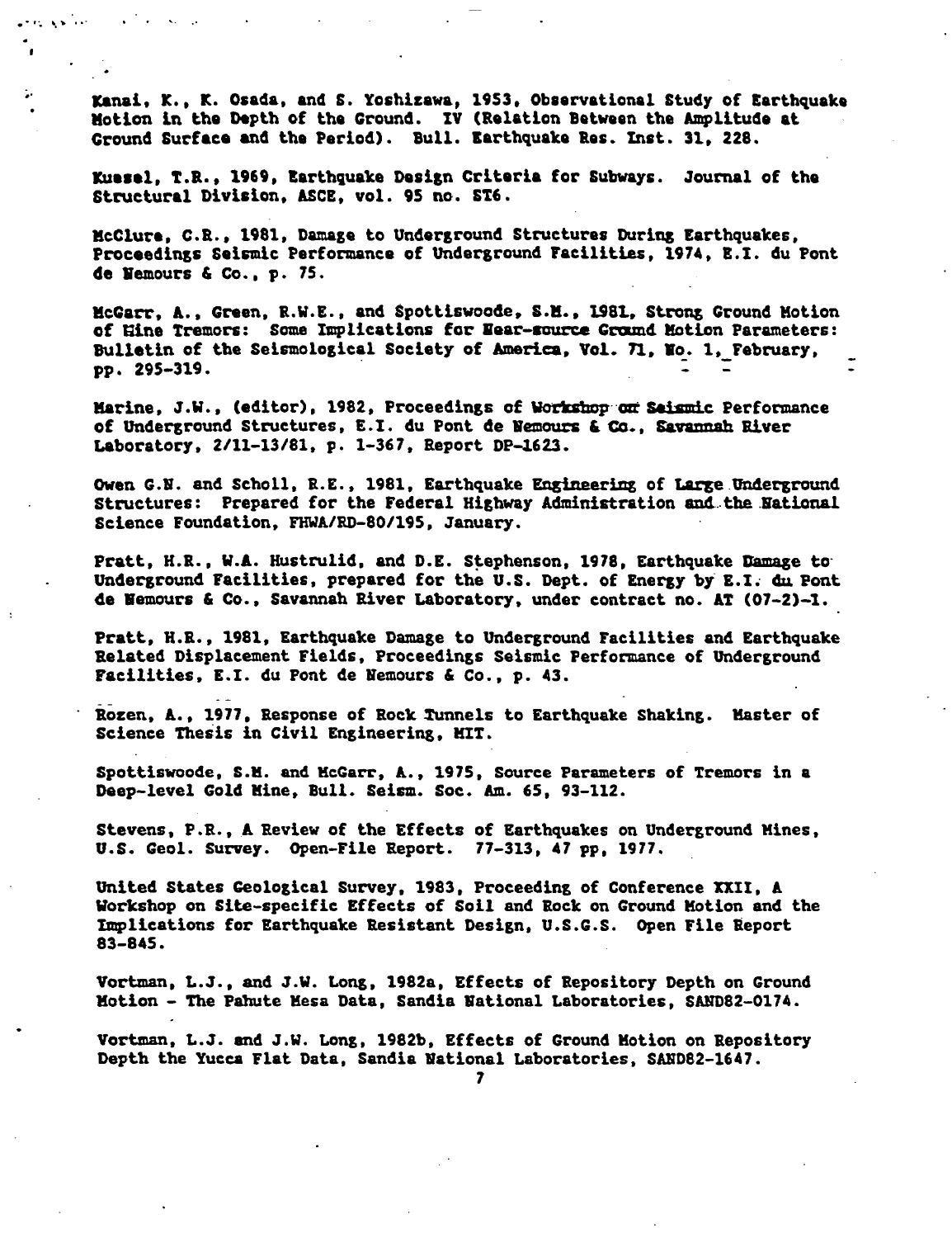Kanai, K., K. Osada, and S. Yoshizawa, 1953, Observational Study of Earthquake Motion in the Depth of the Ground. IV (Relation Between the Amplitude at Ground Surface and the Period). Bull. Earthquake Res. Inst. 31, 228.

Kuesel, T.R., 1969, Earthquake Design Criteria for Subways. Journal of the Structural Division, ASCE, vol. 95 no. ST6.

McClure, C.R., 1981, Damage to Underground Structures During Earthquakes, Proceedings Seismic Performance of Underground Facilities, 1974, E.I. du Pont de Nemours & Co., p. 75.

McGarr, A., Green, R.W.E., and Spottiswoode, S.M., 1981, Strong Ground Motion of Mine Tremors: Some Implications for Near-source Ground Motion Parameters: Bulletin of the Seismological Society of America, Vol. 71, No. 1, February, pp. 295-319.

Marine, J.W., (editor), 1982, Proceedings of Workshop on Seismic Performance of Underground Structures, E.I. du Pont de Nemours & Co., Savannah River Laboratory, 2/11-13/81, p. 1-367, Report DP-1623.

Owen G.N. and Scholl, R.E., 1981, Earthquake Engineering of Large Underground Structures: Prepared for the Federal Highway Administration and the National Science Foundation, FHWA/RD-80/195, January.

Pratt, H.R., W.A. Hustrulid, and D.E. Stephenson, 1978, Earthquake Damage to Underground Facilities, prepared for the U.S. Dept. of Energy by E.I. du Pont de Nemours & Co., Savannah River Laboratory, under contract no. AT (07-2)-1.

Pratt, H.R., 1981, Earthquake Damage to Underground Facilities and Earthquake Related Displacement Fields, Proceedings Seismic Performance of Underground Facilities, E.I. du Pont de Nemours & Co., p. 43.

Rozen, A., 1977, Response of Rock Tunnels to Earthquake Shaking. Master of Science Thesis in Civil Engineering, MIT.

Spottiswoode, S.M. and McGarr, A., 1975, Source Parameters of Tremors in a Deep-level Gold Mine, Bull. Seism. Soc. Am. 65, 93-112.

Stevens, P.R., A Review of the Effects of Earthquakes on Underground Mines, U.S. Geol. Survey. Open-File Report. 77-313, 47 pp, 1977.

United States Geological Survey, 1983, Proceeding of Conference XXII, A Workshop on Site-specific Effects of Soil and Rock on Ground Motion and the Implications for Earthquake Resistant Design, U.S.G.S. Open File Report 83-845.

Vortman, L.J., and J.W. Long, 1982a, Effects of Repository Depth on Ground Motion - The Pahute Mesa Data, Sandia National Laboratories, SAND82-0174.

Vortman, L.J. and J.W. Long, 1982b, Effects of Ground Motion on Repository Depth the Yucca Flat Data, Sandia National Laboratories, SAND82-1647.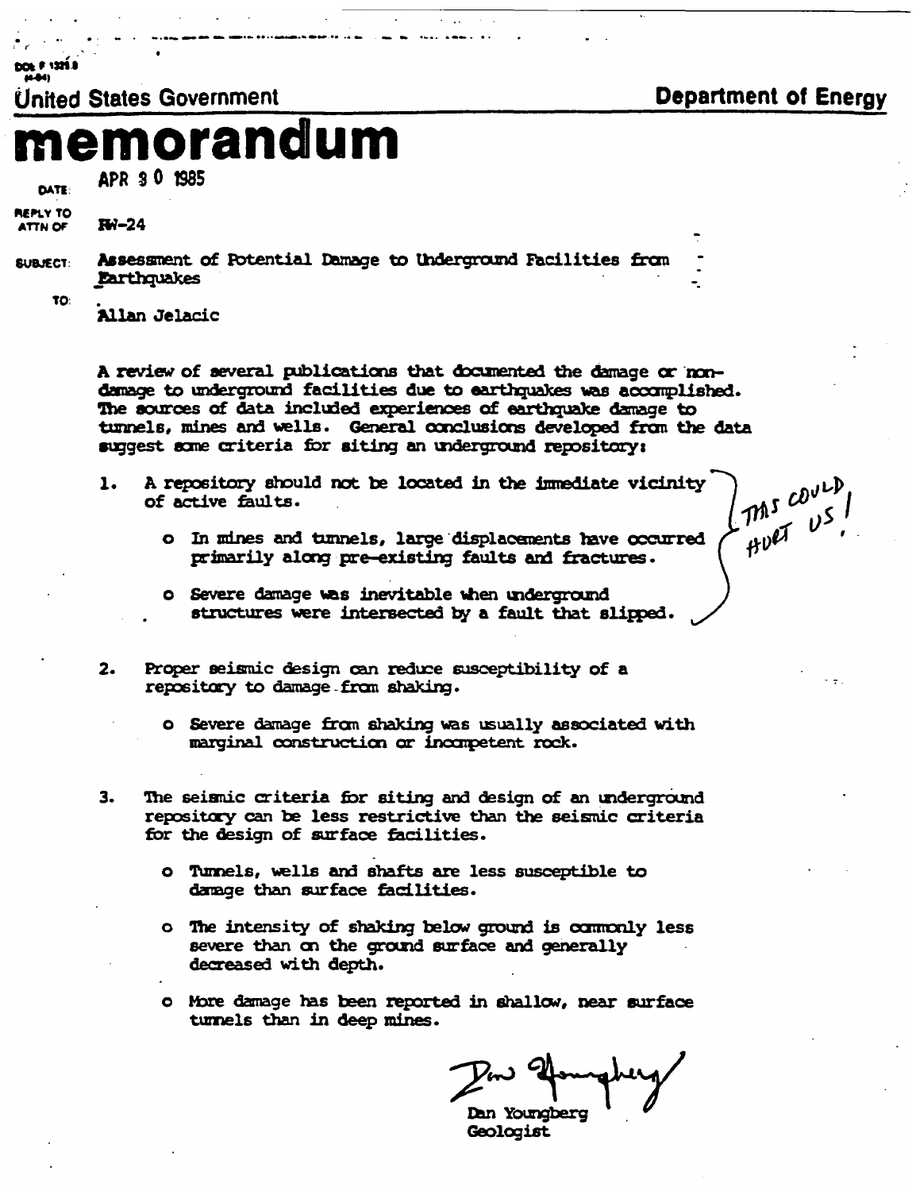DOE F 1325.8
(4-84)

**United States Government** **Department of Energy**

# memorandum

DATE: APR 30 1985

REPLY TO ATTN OF: RW-24

SUBJECT: Assessment of Potential Damage to Underground Facilities from Earthquakes

TO: Allan Jelacic

A review of several publications that documented the damage or non-damage to underground facilities due to earthquakes was accomplished. The sources of data included experiences of earthquake damage to tunnels, mines and wells. General conclusions developed from the data suggest some criteria for siting an underground repository:

1. A repository should not be located in the immediate vicinity of active faults.

   - In mines and tunnels, large displacements have occurred primarily along pre-existing faults and fractures.

   - Severe damage was inevitable when underground structures were intersected by a fault that slipped.

   THIS COULD HURT US!

2. Proper seismic design can reduce susceptibility of a repository to damage from shaking.

   - Severe damage from shaking was usually associated with marginal construction or incompetent rock.

3. The seismic criteria for siting and design of an underground repository can be less restrictive than the seismic criteria for the design of surface facilities.

   - Tunnels, wells and shafts are less susceptible to damage than surface facilities.

   - The intensity of shaking below ground is commonly less severe than on the ground surface and generally decreased with depth.

   - More damage has been reported in shallow, near surface tunnels than in deep mines.

Dan Youngberg
Geologist